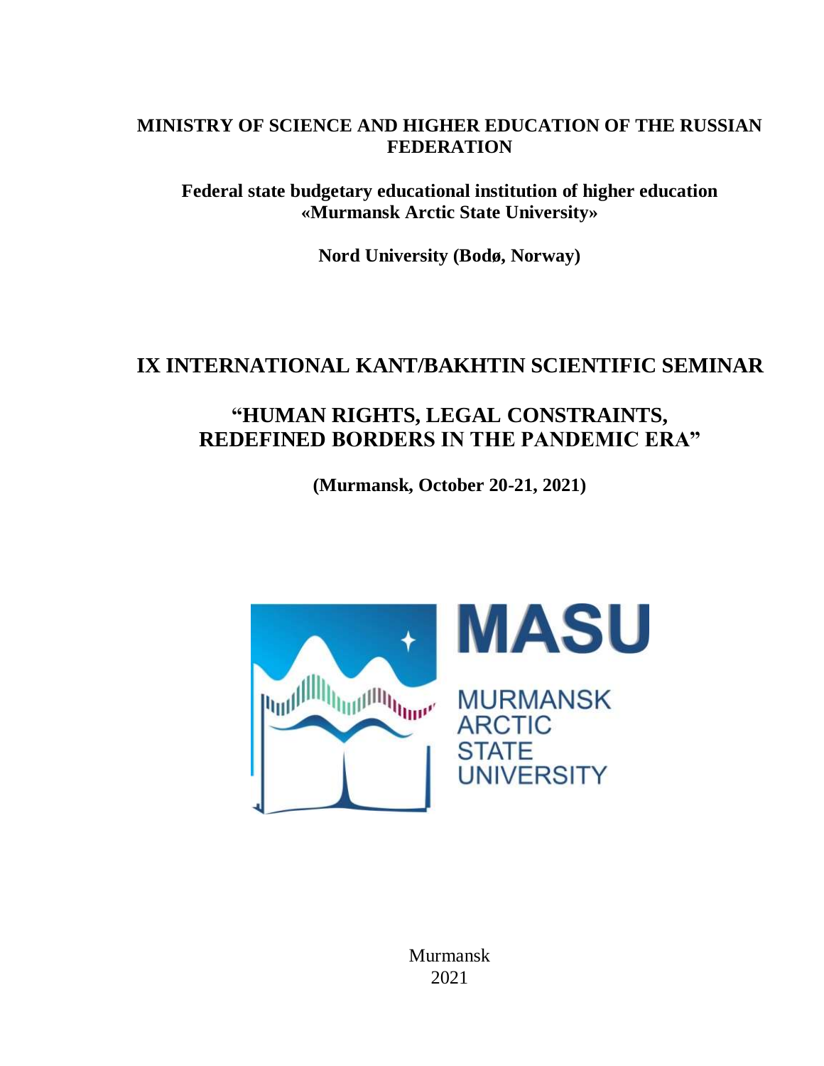**MINISTRY OF SCIENCE AND HIGHER EDUCATION OF THE RUSSIAN FEDERATION**

**Federal state budgetary educational institution of higher education «Murmansk Arctic State University»**

**Nord University (Bodø, Norway)**

# IX INTERNATIONAL KANT/BAKHTIN SCIENTIFIC SEMINAR

# "HUMAN RIGHTS, LEGAL CONSTRAINTS, REDEFINED BORDERS IN THE PANDEMIC ERA"

**(Murmansk, October 20-21, 2021)**

MASU

MURMANSK ARCTIC STATE UNIVERSITY

Murmansk
2021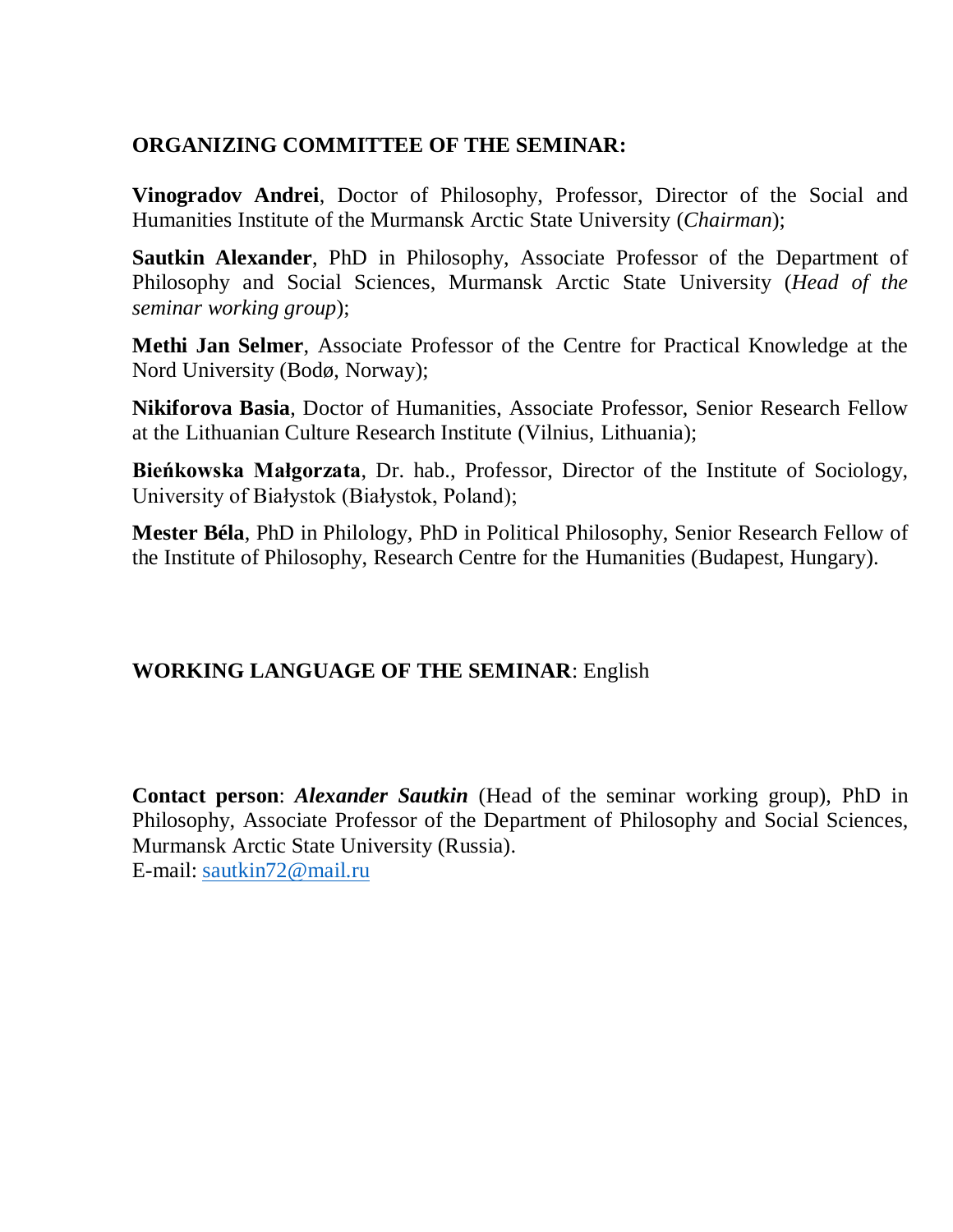## ORGANIZING COMMITTEE OF THE SEMINAR:

**Vinogradov Andrei**, Doctor of Philosophy, Professor, Director of the Social and Humanities Institute of the Murmansk Arctic State University (*Chairman*);

**Sautkin Alexander**, PhD in Philosophy, Associate Professor of the Department of Philosophy and Social Sciences, Murmansk Arctic State University (*Head of the seminar working group*);

**Methi Jan Selmer**, Associate Professor of the Centre for Practical Knowledge at the Nord University (Bodø, Norway);

**Nikiforova Basia**, Doctor of Humanities, Associate Professor, Senior Research Fellow at the Lithuanian Culture Research Institute (Vilnius, Lithuania);

**Bieńkowska Małgorzata**, Dr. hab., Professor, Director of the Institute of Sociology, University of Białystok (Białystok, Poland);

**Mester Béla**, PhD in Philology, PhD in Political Philosophy, Senior Research Fellow of the Institute of Philosophy, Research Centre for the Humanities (Budapest, Hungary).

**WORKING LANGUAGE OF THE SEMINAR**: English

**Contact person**: ***Alexander Sautkin*** (Head of the seminar working group), PhD in Philosophy, Associate Professor of the Department of Philosophy and Social Sciences, Murmansk Arctic State University (Russia).
E-mail: sautkin72@mail.ru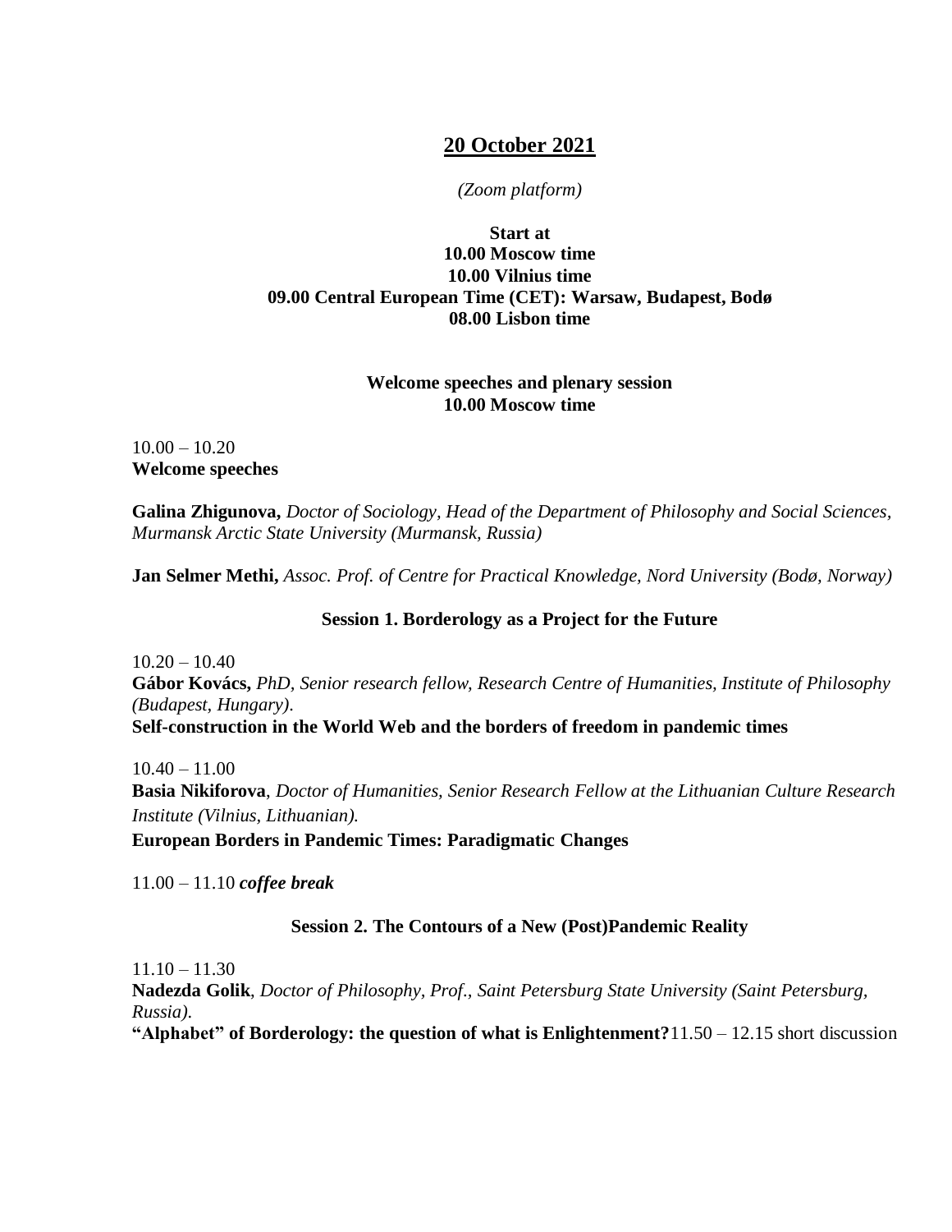## 20 October 2021

*(Zoom platform)*

**Start at**
**10.00 Moscow time**
**10.00 Vilnius time**
**09.00 Central European Time (CET): Warsaw, Budapest, Bodø**
**08.00 Lisbon time**

**Welcome speeches and plenary session**
**10.00 Moscow time**

10.00 – 10.20
**Welcome speeches**

**Galina Zhigunova,** *Doctor of Sociology, Head of the Department of Philosophy and Social Sciences, Murmansk Arctic State University (Murmansk, Russia)*

**Jan Selmer Methi,** *Assoc. Prof. of Centre for Practical Knowledge, Nord University (Bodø, Norway)*

### Session 1. Borderology as a Project for the Future

10.20 – 10.40
**Gábor Kovács,** *PhD, Senior research fellow, Research Centre of Humanities, Institute of Philosophy (Budapest, Hungary).*
**Self-construction in the World Web and the borders of freedom in pandemic times**

10.40 – 11.00
**Basia Nikiforova**, *Doctor of Humanities, Senior Research Fellow at the Lithuanian Culture Research Institute (Vilnius, Lithuanian).*
**European Borders in Pandemic Times: Paradigmatic Changes**

11.00 – 11.10 ***coffee break***

### Session 2. The Contours of a New (Post)Pandemic Reality

11.10 – 11.30
**Nadezda Golik**, *Doctor of Philosophy, Prof., Saint Petersburg State University (Saint Petersburg, Russia).*
**"Alphabet" of Borderology: the question of what is Enlightenment?**11.50 – 12.15 short discussion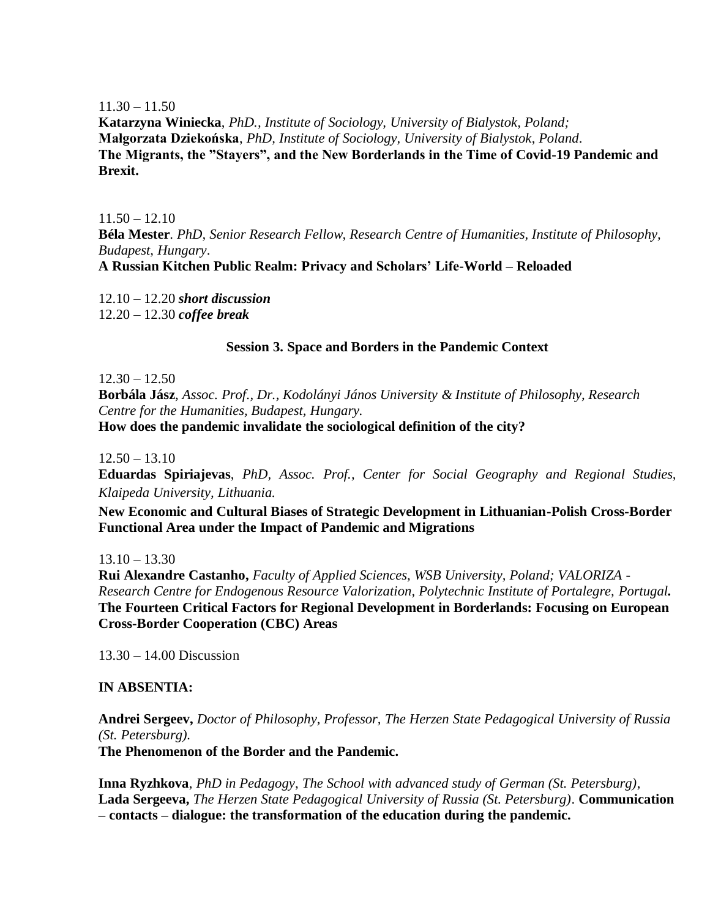11.30 – 11.50

**Katarzyna Winiecka**, *PhD., Institute of Sociology, University of Bialystok, Poland;*
**Małgorzata Dziekońska**, *PhD, Institute of Sociology, University of Bialystok, Poland*.
**The Migrants, the "Stayers", and the New Borderlands in the Time of Covid-19 Pandemic and Brexit.**

11.50 – 12.10

**Béla Mester**. *PhD, Senior Research Fellow, Research Centre of Humanities, Institute of Philosophy, Budapest, Hungary*.
**A Russian Kitchen Public Realm: Privacy and Scholars' Life-World – Reloaded**

12.10 – 12.20 ***short discussion***
12.20 – 12.30 ***coffee break***

### Session 3. Space and Borders in the Pandemic Context

12.30 – 12.50

**Borbála Jász**, *Assoc. Prof., Dr., Kodolányi János University & Institute of Philosophy, Research Centre for the Humanities, Budapest, Hungary.*
**How does the pandemic invalidate the sociological definition of the city?**

12.50 – 13.10

**Eduardas Spiriajevas**, *PhD, Assoc. Prof., Center for Social Geography and Regional Studies, Klaipeda University, Lithuania.*

**New Economic and Cultural Biases of Strategic Development in Lithuanian-Polish Cross-Border Functional Area under the Impact of Pandemic and Migrations**

13.10 – 13.30

**Rui Alexandre Castanho,** *Faculty of Applied Sciences, WSB University, Poland; VALORIZA - Research Centre for Endogenous Resource Valorization, Polytechnic Institute of Portalegre, Portugal.*
**The Fourteen Critical Factors for Regional Development in Borderlands: Focusing on European Cross-Border Cooperation (CBC) Areas**

13.30 – 14.00 Discussion

**IN ABSENTIA:**

**Andrei Sergeev,** *Doctor of Philosophy, Professor, The Herzen State Pedagogical University of Russia (St. Petersburg).*
**The Phenomenon of the Border and the Pandemic.**

**Inna Ryzhkova**, *PhD in Pedagogy, The School with advanced study of German (St. Petersburg),*
**Lada Sergeeva,** *The Herzen State Pedagogical University of Russia (St. Petersburg)*. **Communication – contacts – dialogue: the transformation of the education during the pandemic.**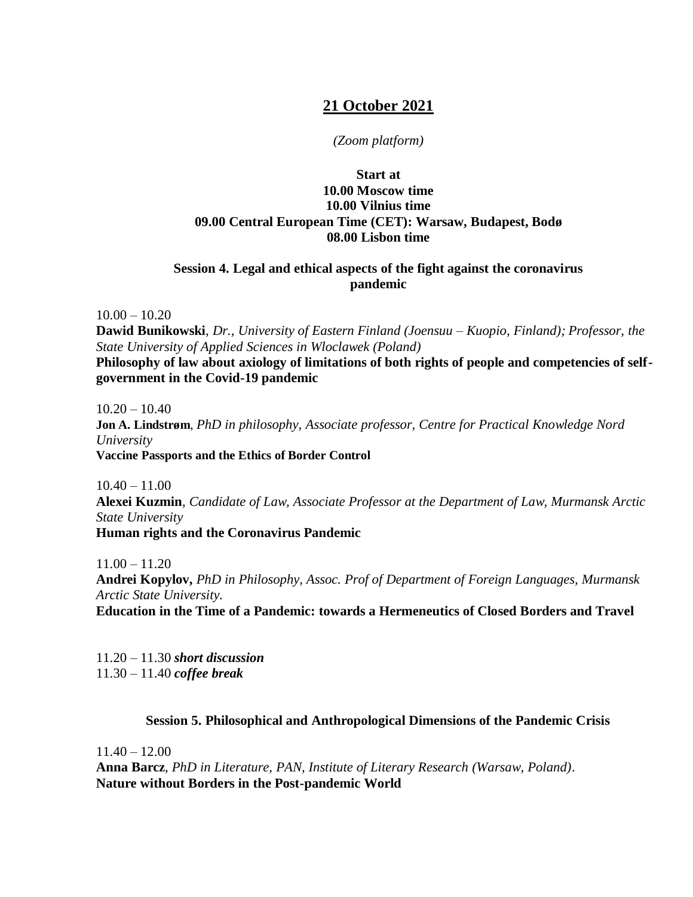## 21 October 2021

*(Zoom platform)*

**Start at**
**10.00 Moscow time**
**10.00 Vilnius time**
**09.00 Central European Time (CET): Warsaw, Budapest, Bodø**
**08.00 Lisbon time**

### Session 4. Legal and ethical aspects of the fight against the coronavirus pandemic

10.00 – 10.20
**Dawid Bunikowski**, *Dr., University of Eastern Finland (Joensuu – Kuopio, Finland); Professor, the State University of Applied Sciences in Wloclawek (Poland)*
**Philosophy of law about axiology of limitations of both rights of people and competencies of self-government in the Covid-19 pandemic**

10.20 – 10.40
**Jon A. Lindstrøm**, *PhD in philosophy, Associate professor, Centre for Practical Knowledge Nord University*
**Vaccine Passports and the Ethics of Border Control**

10.40 – 11.00
**Alexei Kuzmin**, *Candidate of Law, Associate Professor at the Department of Law, Murmansk Arctic State University*
**Human rights and the Coronavirus Pandemic**

11.00 – 11.20
**Andrei Kopylov,** *PhD in Philosophy, Assoc. Prof of Department of Foreign Languages, Murmansk Arctic State University.*
**Education in the Time of a Pandemic: towards a Hermeneutics of Closed Borders and Travel**

11.20 – 11.30 ***short discussion***
11.30 – 11.40 ***coffee break***

### Session 5. Philosophical and Anthropological Dimensions of the Pandemic Crisis

11.40 – 12.00
**Anna Barcz**, *PhD in Literature, PAN, Institute of Literary Research (Warsaw, Poland)*.
**Nature without Borders in the Post-pandemic World**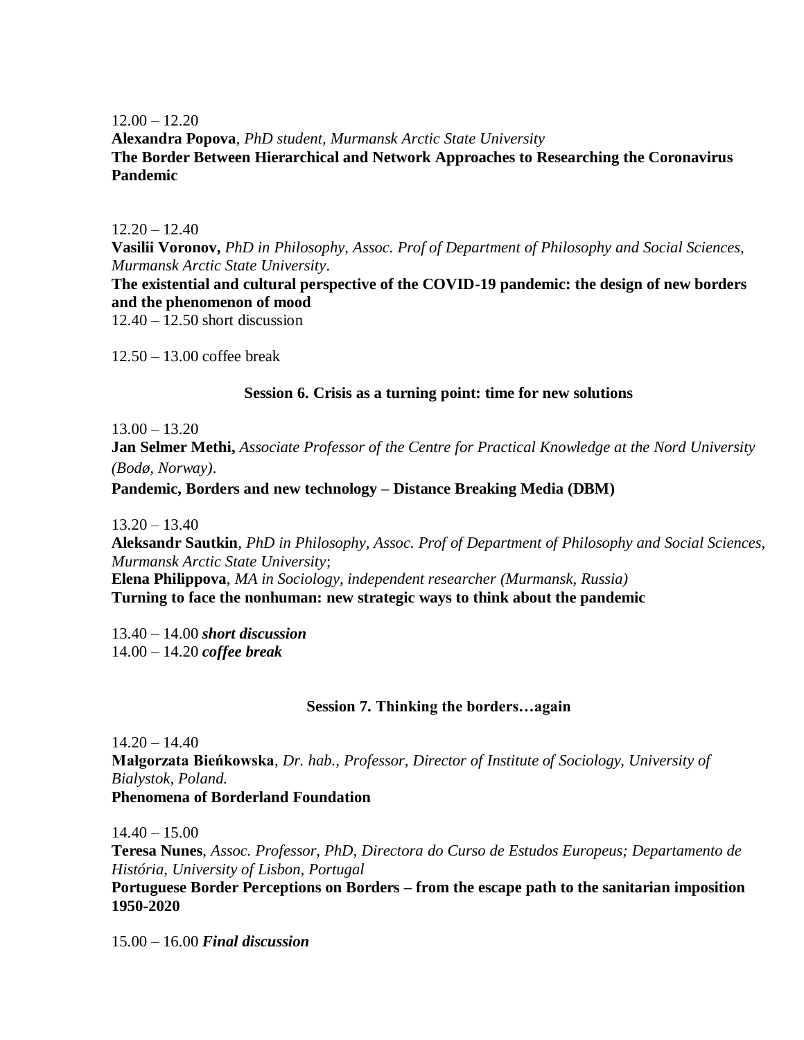12.00 – 12.20

**Alexandra Popova**, *PhD student, Murmansk Arctic State University*

**The Border Between Hierarchical and Network Approaches to Researching the Coronavirus Pandemic**

12.20 – 12.40

**Vasilii Voronov,** *PhD in Philosophy, Assoc. Prof of Department of Philosophy and Social Sciences, Murmansk Arctic State University*.

**The existential and cultural perspective of the COVID-19 pandemic: the design of new borders and the phenomenon of mood**

12.40 – 12.50 short discussion

12.50 – 13.00 coffee break

### Session 6. Crisis as a turning point: time for new solutions

13.00 – 13.20

**Jan Selmer Methi,** *Associate Professor of the Centre for Practical Knowledge at the Nord University (Bodø, Norway)*.

**Pandemic, Borders and new technology – Distance Breaking Media (DBM)**

13.20 – 13.40

**Aleksandr Sautkin**, *PhD in Philosophy, Assoc. Prof of Department of Philosophy and Social Sciences, Murmansk Arctic State University*;

**Elena Philippova**, *MA in Sociology, independent researcher (Murmansk, Russia)*

**Turning to face the nonhuman: new strategic ways to think about the pandemic**

13.40 – 14.00 ***short discussion***

14.00 – 14.20 ***coffee break***

### Session 7. Thinking the borders…again

14.20 – 14.40

**Małgorzata Bieńkowska**, *Dr. hab., Professor, Director of Institute of Sociology, University of Bialystok, Poland.*

**Phenomena of Borderland Foundation**

14.40 – 15.00

**Teresa Nunes**, *Assoc. Professor, PhD, Directora do Curso de Estudos Europeus; Departamento de História, University of Lisbon, Portugal*

**Portuguese Border Perceptions on Borders – from the escape path to the sanitarian imposition 1950-2020**

15.00 – 16.00 ***Final discussion***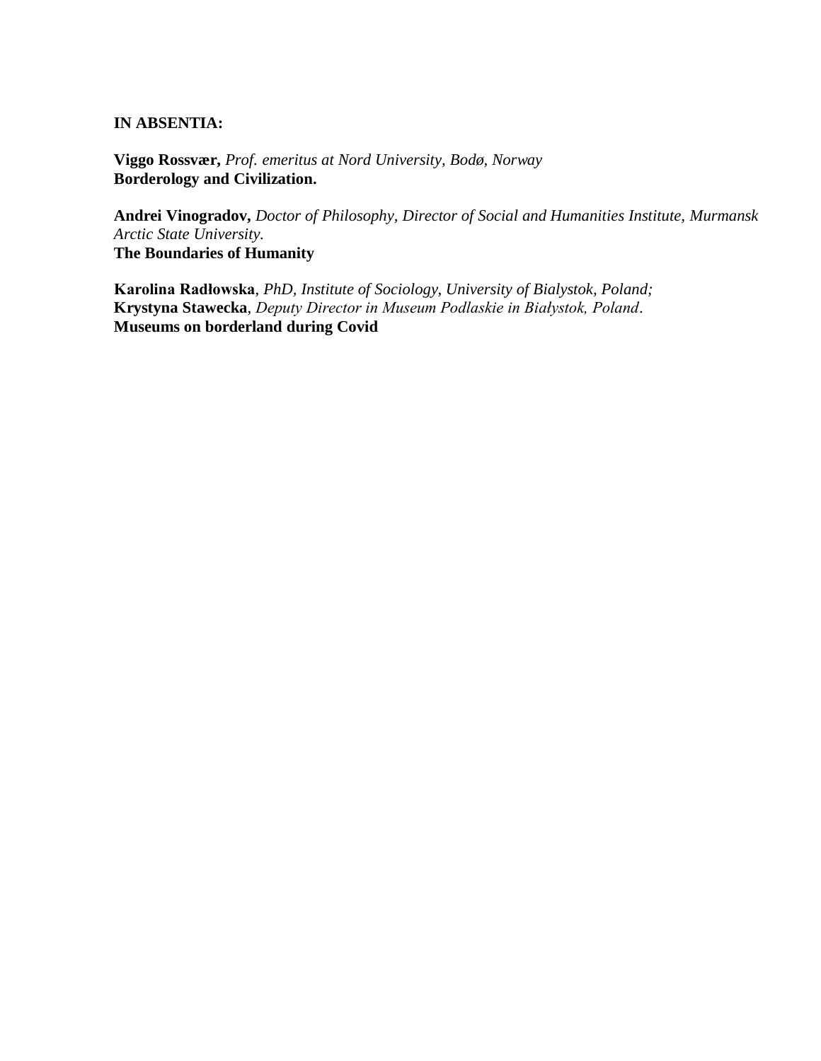**IN ABSENTIA:**

**Viggo Rossvær,** *Prof. emeritus at Nord University, Bodø, Norway*
**Borderology and Civilization.**

**Andrei Vinogradov,** *Doctor of Philosophy, Director of Social and Humanities Institute, Murmansk Arctic State University.*
**The Boundaries of Humanity**

**Karolina Radłowska**, *PhD, Institute of Sociology, University of Bialystok, Poland;*
**Krystyna Stawecka**, *Deputy Director in Museum Podlaskie in Białystok, Poland*.
**Museums on borderland during Covid**